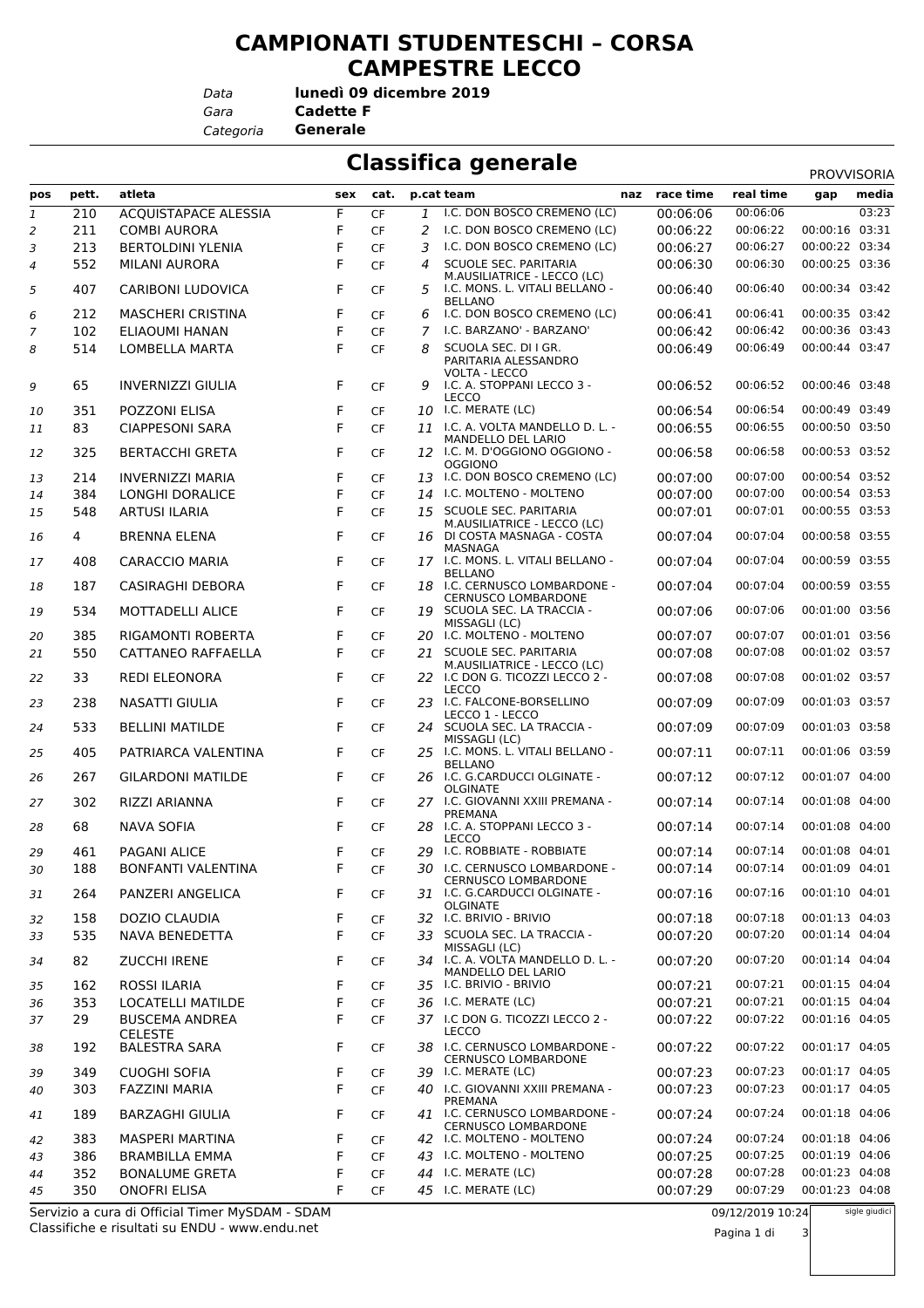# CAMPIONATI STUDENTESCHI – CORSA CAMPESTRE LECCO

*Data* **lunedì 09 dicembre 2019**
*Gara* **Cadette F**
*Categoria* **Generale**

## Classifica generale

PROVVISORIA

| pos | pett. | atleta | sex | cat. | p.cat | team | naz | race time | real time | gap | media |
|---|---|---|---|---|---|---|---|---|---|---|---|
| 1 | 210 | ACQUISTAPACE ALESSIA | F | CF | 1 | I.C. DON BOSCO CREMENO (LC) | | 00:06:06 | 00:06:06 | | 03:23 |
| 2 | 211 | COMBI AURORA | F | CF | 2 | I.C. DON BOSCO CREMENO (LC) | | 00:06:22 | 00:06:22 | 00:00:16 | 03:31 |
| 3 | 213 | BERTOLDINI YLENIA | F | CF | 3 | I.C. DON BOSCO CREMENO (LC) | | 00:06:27 | 00:06:27 | 00:00:22 | 03:34 |
| 4 | 552 | MILANI AURORA | F | CF | 4 | SCUOLE SEC. PARITARIA M.AUSILIATRICE - LECCO (LC) | | 00:06:30 | 00:06:30 | 00:00:25 | 03:36 |
| 5 | 407 | CARIBONI LUDOVICA | F | CF | 5 | I.C. MONS. L. VITALI BELLANO - BELLANO | | 00:06:40 | 00:06:40 | 00:00:34 | 03:42 |
| 6 | 212 | MASCHERI CRISTINA | F | CF | 6 | I.C. DON BOSCO CREMENO (LC) | | 00:06:41 | 00:06:41 | 00:00:35 | 03:42 |
| 7 | 102 | ELIAOUMI HANAN | F | CF | 7 | I.C. BARZANO' - BARZANO' | | 00:06:42 | 00:06:42 | 00:00:36 | 03:43 |
| 8 | 514 | LOMBELLA MARTA | F | CF | 8 | SCUOLA SEC. DI I GR. PARITARIA ALESSANDRO VOLTA - LECCO | | 00:06:49 | 00:06:49 | 00:00:44 | 03:47 |
| 9 | 65 | INVERNIZZI GIULIA | F | CF | 9 | I.C. A. STOPPANI LECCO 3 - LECCO | | 00:06:52 | 00:06:52 | 00:00:46 | 03:48 |
| 10 | 351 | POZZONI ELISA | F | CF | 10 | I.C. MERATE (LC) | | 00:06:54 | 00:06:54 | 00:00:49 | 03:49 |
| 11 | 83 | CIAPPESONI SARA | F | CF | 11 | I.C. A. VOLTA MANDELLO D. L. - MANDELLO DEL LARIO | | 00:06:55 | 00:06:55 | 00:00:50 | 03:50 |
| 12 | 325 | BERTACCHI GRETA | F | CF | 12 | I.C. M. D'OGGIONO OGGIONO - OGGIONO | | 00:06:58 | 00:06:58 | 00:00:53 | 03:52 |
| 13 | 214 | INVERNIZZI MARIA | F | CF | 13 | I.C. DON BOSCO CREMENO (LC) | | 00:07:00 | 00:07:00 | 00:00:54 | 03:52 |
| 14 | 384 | LONGHI DORALICE | F | CF | 14 | I.C. MOLTENO - MOLTENO | | 00:07:00 | 00:07:00 | 00:00:54 | 03:53 |
| 15 | 548 | ARTUSI ILARIA | F | CF | 15 | SCUOLE SEC. PARITARIA M.AUSILIATRICE - LECCO (LC) | | 00:07:01 | 00:07:01 | 00:00:55 | 03:53 |
| 16 | 4 | BRENNA ELENA | F | CF | 16 | DI COSTA MASNAGA - COSTA MASNAGA | | 00:07:04 | 00:07:04 | 00:00:58 | 03:55 |
| 17 | 408 | CARACCIO MARIA | F | CF | 17 | I.C. MONS. L. VITALI BELLANO - BELLANO | | 00:07:04 | 00:07:04 | 00:00:59 | 03:55 |
| 18 | 187 | CASIRAGHI DEBORA | F | CF | 18 | I.C. CERNUSCO LOMBARDONE - CERNUSCO LOMBARDONE | | 00:07:04 | 00:07:04 | 00:00:59 | 03:55 |
| 19 | 534 | MOTTADELLI ALICE | F | CF | 19 | SCUOLA SEC. LA TRACCIA - MISSAGLI (LC) | | 00:07:06 | 00:07:06 | 00:01:00 | 03:56 |
| 20 | 385 | RIGAMONTI ROBERTA | F | CF | 20 | I.C. MOLTENO - MOLTENO | | 00:07:07 | 00:07:07 | 00:01:01 | 03:56 |
| 21 | 550 | CATTANEO RAFFAELLA | F | CF | 21 | SCUOLE SEC. PARITARIA M.AUSILIATRICE - LECCO (LC) | | 00:07:08 | 00:07:08 | 00:01:02 | 03:57 |
| 22 | 33 | REDI ELEONORA | F | CF | 22 | I.C DON G. TICOZZI LECCO 2 - LECCO | | 00:07:08 | 00:07:08 | 00:01:02 | 03:57 |
| 23 | 238 | NASATTI GIULIA | F | CF | 23 | I.C. FALCONE-BORSELLINO LECCO 1 - LECCO | | 00:07:09 | 00:07:09 | 00:01:03 | 03:57 |
| 24 | 533 | BELLINI MATILDE | F | CF | 24 | SCUOLA SEC. LA TRACCIA - MISSAGLI (LC) | | 00:07:09 | 00:07:09 | 00:01:03 | 03:58 |
| 25 | 405 | PATRIARCA VALENTINA | F | CF | 25 | I.C. MONS. L. VITALI BELLANO - BELLANO | | 00:07:11 | 00:07:11 | 00:01:06 | 03:59 |
| 26 | 267 | GILARDONI MATILDE | F | CF | 26 | I.C. G.CARDUCCI OLGINATE - OLGINATE | | 00:07:12 | 00:07:12 | 00:01:07 | 04:00 |
| 27 | 302 | RIZZI ARIANNA | F | CF | 27 | I.C. GIOVANNI XXIII PREMANA - PREMANA | | 00:07:14 | 00:07:14 | 00:01:08 | 04:00 |
| 28 | 68 | NAVA SOFIA | F | CF | 28 | I.C. A. STOPPANI LECCO 3 - LECCO | | 00:07:14 | 00:07:14 | 00:01:08 | 04:00 |
| 29 | 461 | PAGANI ALICE | F | CF | 29 | I.C. ROBBIATE - ROBBIATE | | 00:07:14 | 00:07:14 | 00:01:08 | 04:01 |
| 30 | 188 | BONFANTI VALENTINA | F | CF | 30 | I.C. CERNUSCO LOMBARDONE - CERNUSCO LOMBARDONE | | 00:07:14 | 00:07:14 | 00:01:09 | 04:01 |
| 31 | 264 | PANZERI ANGELICA | F | CF | 31 | I.C. G.CARDUCCI OLGINATE - OLGINATE | | 00:07:16 | 00:07:16 | 00:01:10 | 04:01 |
| 32 | 158 | DOZIO CLAUDIA | F | CF | 32 | I.C. BRIVIO - BRIVIO | | 00:07:18 | 00:07:18 | 00:01:13 | 04:03 |
| 33 | 535 | NAVA BENEDETTA | F | CF | 33 | SCUOLA SEC. LA TRACCIA - MISSAGLI (LC) | | 00:07:20 | 00:07:20 | 00:01:14 | 04:04 |
| 34 | 82 | ZUCCHI IRENE | F | CF | 34 | I.C. A. VOLTA MANDELLO D. L. - MANDELLO DEL LARIO | | 00:07:20 | 00:07:20 | 00:01:14 | 04:04 |
| 35 | 162 | ROSSI ILARIA | F | CF | 35 | I.C. BRIVIO - BRIVIO | | 00:07:21 | 00:07:21 | 00:01:15 | 04:04 |
| 36 | 353 | LOCATELLI MATILDE | F | CF | 36 | I.C. MERATE (LC) | | 00:07:21 | 00:07:21 | 00:01:15 | 04:04 |
| 37 | 29 | BUSCEMA ANDREA CELESTE | F | CF | 37 | I.C DON G. TICOZZI LECCO 2 - LECCO | | 00:07:22 | 00:07:22 | 00:01:16 | 04:05 |
| 38 | 192 | BALESTRA SARA | F | CF | 38 | I.C. CERNUSCO LOMBARDONE - CERNUSCO LOMBARDONE | | 00:07:22 | 00:07:22 | 00:01:17 | 04:05 |
| 39 | 349 | CUOGHI SOFIA | F | CF | 39 | I.C. MERATE (LC) | | 00:07:23 | 00:07:23 | 00:01:17 | 04:05 |
| 40 | 303 | FAZZINI MARIA | F | CF | 40 | I.C. GIOVANNI XXIII PREMANA - PREMANA | | 00:07:23 | 00:07:23 | 00:01:17 | 04:05 |
| 41 | 189 | BARZAGHI GIULIA | F | CF | 41 | I.C. CERNUSCO LOMBARDONE - CERNUSCO LOMBARDONE | | 00:07:24 | 00:07:24 | 00:01:18 | 04:06 |
| 42 | 383 | MASPERI MARTINA | F | CF | 42 | I.C. MOLTENO - MOLTENO | | 00:07:24 | 00:07:24 | 00:01:18 | 04:06 |
| 43 | 386 | BRAMBILLA EMMA | F | CF | 43 | I.C. MOLTENO - MOLTENO | | 00:07:25 | 00:07:25 | 00:01:19 | 04:06 |
| 44 | 352 | BONALUME GRETA | F | CF | 44 | I.C. MERATE (LC) | | 00:07:28 | 00:07:28 | 00:01:23 | 04:08 |
| 45 | 350 | ONOFRI ELISA | F | CF | 45 | I.C. MERATE (LC) | | 00:07:29 | 00:07:29 | 00:01:23 | 04:08 |

Servizio a cura di Official Timer MySDAM - SDAM
Classifiche e risultati su ENDU - www.endu.net

09/12/2019 10:24

sigle giudici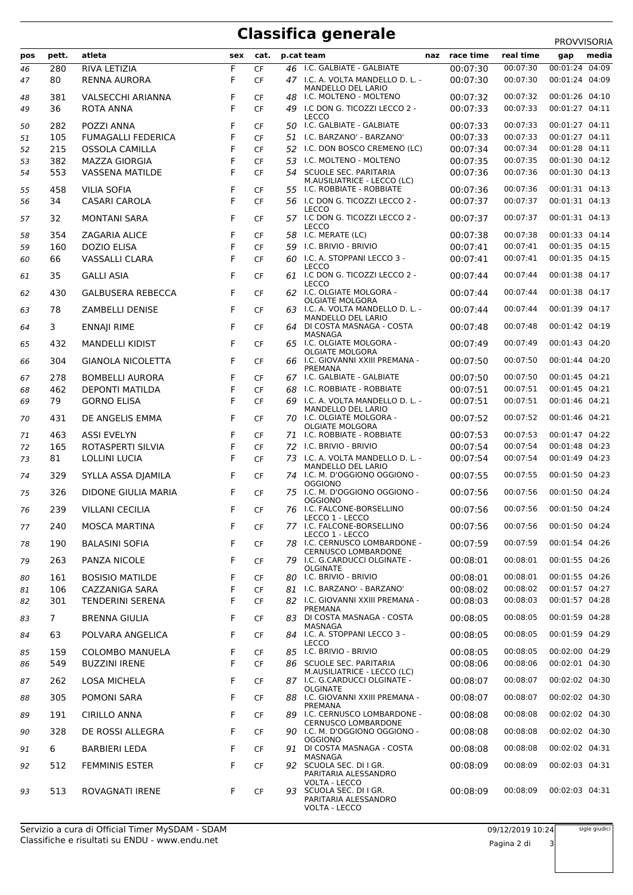# Classifica generale

PROVVISORIA

| pos | pett. | atleta | sex | cat. | p.cat | team | naz | race time | real time | gap | media |
|---|---|---|---|---|---|---|---|---|---|---|---|
| 46 | 280 | RIVA LETIZIA | F | CF | 46 | I.C. GALBIATE - GALBIATE | | 00:07:30 | 00:07:30 | 00:01:24 | 04:09 |
| 47 | 80 | RENNA AURORA | F | CF | 47 | I.C. A. VOLTA MANDELLO D. L. - MANDELLO DEL LARIO | | 00:07:30 | 00:07:30 | 00:01:24 | 04:09 |
| 48 | 381 | VALSECCHI ARIANNA | F | CF | 48 | I.C. MOLTENO - MOLTENO | | 00:07:32 | 00:07:32 | 00:01:26 | 04:10 |
| 49 | 36 | ROTA ANNA | F | CF | 49 | I.C DON G. TICOZZI LECCO 2 - LECCO | | 00:07:33 | 00:07:33 | 00:01:27 | 04:11 |
| 50 | 282 | POZZI ANNA | F | CF | 50 | I.C. GALBIATE - GALBIATE | | 00:07:33 | 00:07:33 | 00:01:27 | 04:11 |
| 51 | 105 | FUMAGALLI FEDERICA | F | CF | 51 | I.C. BARZANO' - BARZANO' | | 00:07:33 | 00:07:33 | 00:01:27 | 04:11 |
| 52 | 215 | OSSOLA CAMILLA | F | CF | 52 | I.C. DON BOSCO CREMENO (LC) | | 00:07:34 | 00:07:34 | 00:01:28 | 04:11 |
| 53 | 382 | MAZZA GIORGIA | F | CF | 53 | I.C. MOLTENO - MOLTENO | | 00:07:35 | 00:07:35 | 00:01:30 | 04:12 |
| 54 | 553 | VASSENA MATILDE | F | CF | 54 | SCUOLE SEC. PARITARIA M.AUSILIATRICE - LECCO (LC) | | 00:07:36 | 00:07:36 | 00:01:30 | 04:13 |
| 55 | 458 | VILIA SOFIA | F | CF | 55 | I.C. ROBBIATE - ROBBIATE | | 00:07:36 | 00:07:36 | 00:01:31 | 04:13 |
| 56 | 34 | CASARI CAROLA | F | CF | 56 | I.C DON G. TICOZZI LECCO 2 - LECCO | | 00:07:37 | 00:07:37 | 00:01:31 | 04:13 |
| 57 | 32 | MONTANI SARA | F | CF | 57 | I.C DON G. TICOZZI LECCO 2 - LECCO | | 00:07:37 | 00:07:37 | 00:01:31 | 04:13 |
| 58 | 354 | ZAGARIA ALICE | F | CF | 58 | I.C. MERATE (LC) | | 00:07:38 | 00:07:38 | 00:01:33 | 04:14 |
| 59 | 160 | DOZIO ELISA | F | CF | 59 | I.C. BRIVIO - BRIVIO | | 00:07:41 | 00:07:41 | 00:01:35 | 04:15 |
| 60 | 66 | VASSALLI CLARA | F | CF | 60 | I.C. A. STOPPANI LECCO 3 - LECCO | | 00:07:41 | 00:07:41 | 00:01:35 | 04:15 |
| 61 | 35 | GALLI ASIA | F | CF | 61 | I.C DON G. TICOZZI LECCO 2 - LECCO | | 00:07:44 | 00:07:44 | 00:01:38 | 04:17 |
| 62 | 430 | GALBUSERA REBECCA | F | CF | 62 | I.C. OLGIATE MOLGORA - OLGIATE MOLGORA | | 00:07:44 | 00:07:44 | 00:01:38 | 04:17 |
| 63 | 78 | ZAMBELLI DENISE | F | CF | 63 | I.C. A. VOLTA MANDELLO D. L. - MANDELLO DEL LARIO | | 00:07:44 | 00:07:44 | 00:01:39 | 04:17 |
| 64 | 3 | ENNAJI RIME | F | CF | 64 | DI COSTA MASNAGA - COSTA MASNAGA | | 00:07:48 | 00:07:48 | 00:01:42 | 04:19 |
| 65 | 432 | MANDELLI KIDIST | F | CF | 65 | I.C. OLGIATE MOLGORA - OLGIATE MOLGORA | | 00:07:49 | 00:07:49 | 00:01:43 | 04:20 |
| 66 | 304 | GIANOLA NICOLETTA | F | CF | 66 | I.C. GIOVANNI XXIII PREMANA - PREMANA | | 00:07:50 | 00:07:50 | 00:01:44 | 04:20 |
| 67 | 278 | BOMBELLI AURORA | F | CF | 67 | I.C. GALBIATE - GALBIATE | | 00:07:50 | 00:07:50 | 00:01:45 | 04:21 |
| 68 | 462 | DEPONTI MATILDA | F | CF | 68 | I.C. ROBBIATE - ROBBIATE | | 00:07:51 | 00:07:51 | 00:01:45 | 04:21 |
| 69 | 79 | GORNO ELISA | F | CF | 69 | I.C. A. VOLTA MANDELLO D. L. - MANDELLO DEL LARIO | | 00:07:51 | 00:07:51 | 00:01:46 | 04:21 |
| 70 | 431 | DE ANGELIS EMMA | F | CF | 70 | I.C. OLGIATE MOLGORA - OLGIATE MOLGORA | | 00:07:52 | 00:07:52 | 00:01:46 | 04:21 |
| 71 | 463 | ASSI EVELYN | F | CF | 71 | I.C. ROBBIATE - ROBBIATE | | 00:07:53 | 00:07:53 | 00:01:47 | 04:22 |
| 72 | 165 | ROTASPERTI SILVIA | F | CF | 72 | I.C. BRIVIO - BRIVIO | | 00:07:54 | 00:07:54 | 00:01:48 | 04:23 |
| 73 | 81 | LOLLINI LUCIA | F | CF | 73 | I.C. A. VOLTA MANDELLO D. L. - MANDELLO DEL LARIO | | 00:07:54 | 00:07:54 | 00:01:49 | 04:23 |
| 74 | 329 | SYLLA ASSA DJAMILA | F | CF | 74 | I.C. M. D'OGGIONO OGGIONO - OGGIONO | | 00:07:55 | 00:07:55 | 00:01:50 | 04:23 |
| 75 | 326 | DIDONE GIULIA MARIA | F | CF | 75 | I.C. M. D'OGGIONO OGGIONO - OGGIONO | | 00:07:56 | 00:07:56 | 00:01:50 | 04:24 |
| 76 | 239 | VILLANI CECILIA | F | CF | 76 | I.C. FALCONE-BORSELLINO LECCO 1 - LECCO | | 00:07:56 | 00:07:56 | 00:01:50 | 04:24 |
| 77 | 240 | MOSCA MARTINA | F | CF | 77 | I.C. FALCONE-BORSELLINO LECCO 1 - LECCO | | 00:07:56 | 00:07:56 | 00:01:50 | 04:24 |
| 78 | 190 | BALASINI SOFIA | F | CF | 78 | I.C. CERNUSCO LOMBARDONE - CERNUSCO LOMBARDONE | | 00:07:59 | 00:07:59 | 00:01:54 | 04:26 |
| 79 | 263 | PANZA NICOLE | F | CF | 79 | I.C. G.CARDUCCI OLGINATE - OLGINATE | | 00:08:01 | 00:08:01 | 00:01:55 | 04:26 |
| 80 | 161 | BOSISIO MATILDE | F | CF | 80 | I.C. BRIVIO - BRIVIO | | 00:08:01 | 00:08:01 | 00:01:55 | 04:26 |
| 81 | 106 | CAZZANIGA SARA | F | CF | 81 | I.C. BARZANO' - BARZANO' | | 00:08:02 | 00:08:02 | 00:01:57 | 04:27 |
| 82 | 301 | TENDERINI SERENA | F | CF | 82 | I.C. GIOVANNI XXIII PREMANA - PREMANA | | 00:08:03 | 00:08:03 | 00:01:57 | 04:28 |
| 83 | 7 | BRENNA GIULIA | F | CF | 83 | DI COSTA MASNAGA - COSTA MASNAGA | | 00:08:05 | 00:08:05 | 00:01:59 | 04:28 |
| 84 | 63 | POLVARA ANGELICA | F | CF | 84 | I.C. A. STOPPANI LECCO 3 - LECCO | | 00:08:05 | 00:08:05 | 00:01:59 | 04:29 |
| 85 | 159 | COLOMBO MANUELA | F | CF | 85 | I.C. BRIVIO - BRIVIO | | 00:08:05 | 00:08:05 | 00:02:00 | 04:29 |
| 86 | 549 | BUZZINI IRENE | F | CF | 86 | SCUOLE SEC. PARITARIA M.AUSILIATRICE - LECCO (LC) | | 00:08:06 | 00:08:06 | 00:02:01 | 04:30 |
| 87 | 262 | LOSA MICHELA | F | CF | 87 | I.C. G.CARDUCCI OLGINATE - OLGINATE | | 00:08:07 | 00:08:07 | 00:02:02 | 04:30 |
| 88 | 305 | POMONI SARA | F | CF | 88 | I.C. GIOVANNI XXIII PREMANA - PREMANA | | 00:08:07 | 00:08:07 | 00:02:02 | 04:30 |
| 89 | 191 | CIRILLO ANNA | F | CF | 89 | I.C. CERNUSCO LOMBARDONE - CERNUSCO LOMBARDONE | | 00:08:08 | 00:08:08 | 00:02:02 | 04:30 |
| 90 | 328 | DE ROSSI ALLEGRA | F | CF | 90 | I.C. M. D'OGGIONO OGGIONO - OGGIONO | | 00:08:08 | 00:08:08 | 00:02:02 | 04:30 |
| 91 | 6 | BARBIERI LEDA | F | CF | 91 | DI COSTA MASNAGA - COSTA MASNAGA | | 00:08:08 | 00:08:08 | 00:02:02 | 04:31 |
| 92 | 512 | FEMMINIS ESTER | F | CF | 92 | SCUOLA SEC. DI I GR. PARITARIA ALESSANDRO VOLTA - LECCO | | 00:08:09 | 00:08:09 | 00:02:03 | 04:31 |
| 93 | 513 | ROVAGNATI IRENE | F | CF | 93 | SCUOLA SEC. DI I GR. PARITARIA ALESSANDRO VOLTA - LECCO | | 00:08:09 | 00:08:09 | 00:02:03 | 04:31 |

Servizio a cura di Official Timer MySDAM - SDAM
Classifiche e risultati su ENDU - www.endu.net

09/12/2019 10:24

sigle giudici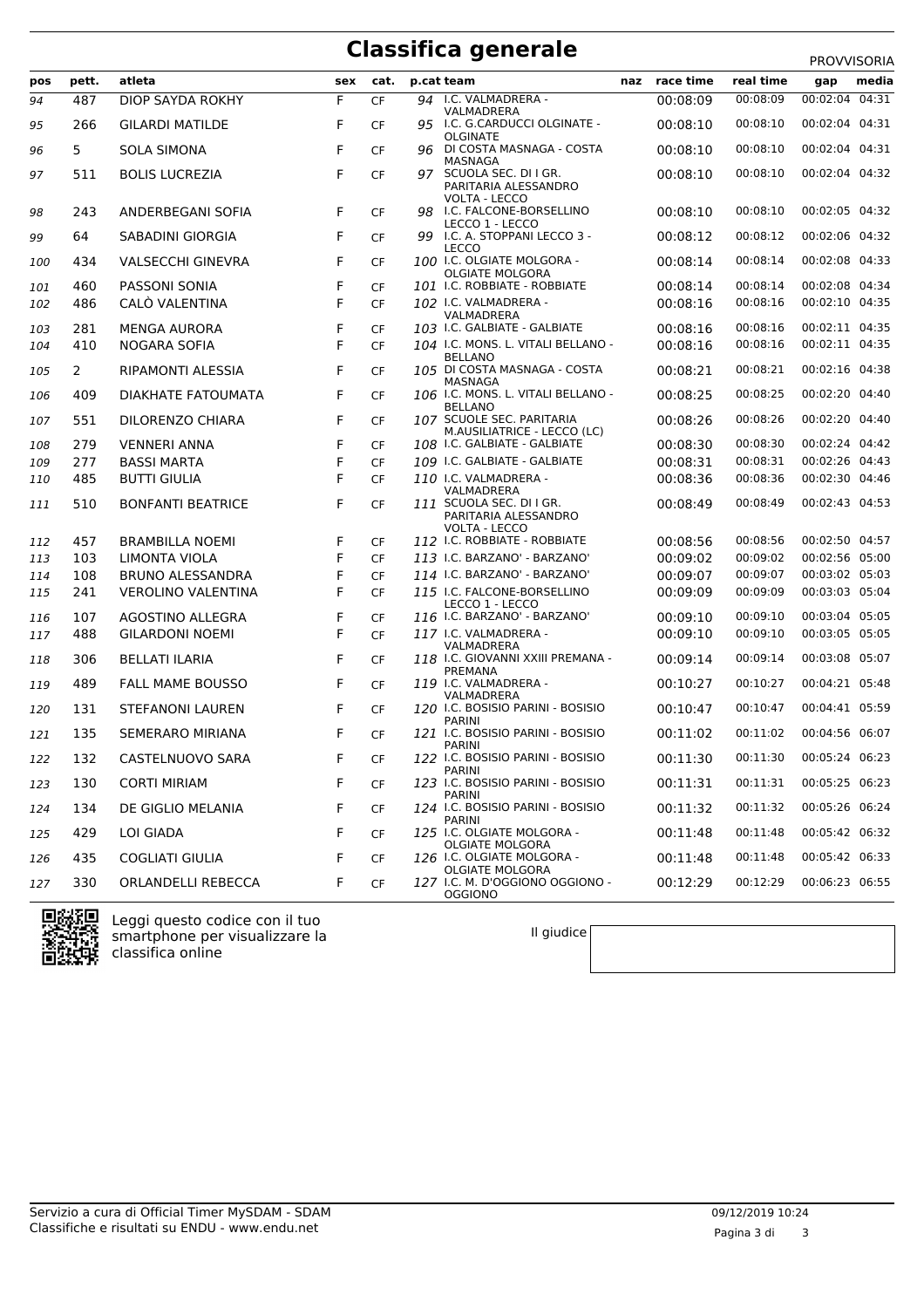# Classifica generale

PROVVISORIA

| pos | pett. | atleta | sex | cat. | p.cat | team | naz | race time | real time | gap | media |
|---|---|---|---|---|---|---|---|---|---|---|---|
| 94 | 487 | DIOP SAYDA ROKHY | F | CF | 94 | I.C. VALMADRERA - VALMADRERA | | 00:08:09 | 00:08:09 | 00:02:04 | 04:31 |
| 95 | 266 | GILARDI MATILDE | F | CF | 95 | I.C. G.CARDUCCI OLGINATE - OLGINATE | | 00:08:10 | 00:08:10 | 00:02:04 | 04:31 |
| 96 | 5 | SOLA SIMONA | F | CF | 96 | DI COSTA MASNAGA - COSTA MASNAGA | | 00:08:10 | 00:08:10 | 00:02:04 | 04:31 |
| 97 | 511 | BOLIS LUCREZIA | F | CF | 97 | SCUOLA SEC. DI I GR. PARITARIA ALESSANDRO VOLTA - LECCO | | 00:08:10 | 00:08:10 | 00:02:04 | 04:32 |
| 98 | 243 | ANDERBEGANI SOFIA | F | CF | 98 | I.C. FALCONE-BORSELLINO LECCO 1 - LECCO | | 00:08:10 | 00:08:10 | 00:02:05 | 04:32 |
| 99 | 64 | SABADINI GIORGIA | F | CF | 99 | I.C. A. STOPPANI LECCO 3 - LECCO | | 00:08:12 | 00:08:12 | 00:02:06 | 04:32 |
| 100 | 434 | VALSECCHI GINEVRA | F | CF | 100 | I.C. OLGIATE MOLGORA - OLGIATE MOLGORA | | 00:08:14 | 00:08:14 | 00:02:08 | 04:33 |
| 101 | 460 | PASSONI SONIA | F | CF | 101 | I.C. ROBBIATE - ROBBIATE | | 00:08:14 | 00:08:14 | 00:02:08 | 04:34 |
| 102 | 486 | CALÒ VALENTINA | F | CF | 102 | I.C. VALMADRERA - VALMADRERA | | 00:08:16 | 00:08:16 | 00:02:10 | 04:35 |
| 103 | 281 | MENGA AURORA | F | CF | 103 | I.C. GALBIATE - GALBIATE | | 00:08:16 | 00:08:16 | 00:02:11 | 04:35 |
| 104 | 410 | NOGARA SOFIA | F | CF | 104 | I.C. MONS. L. VITALI BELLANO - BELLANO | | 00:08:16 | 00:08:16 | 00:02:11 | 04:35 |
| 105 | 2 | RIPAMONTI ALESSIA | F | CF | 105 | DI COSTA MASNAGA - COSTA MASNAGA | | 00:08:21 | 00:08:21 | 00:02:16 | 04:38 |
| 106 | 409 | DIAKHATE FATOUMATA | F | CF | 106 | I.C. MONS. L. VITALI BELLANO - BELLANO | | 00:08:25 | 00:08:25 | 00:02:20 | 04:40 |
| 107 | 551 | DILORENZO CHIARA | F | CF | 107 | SCUOLE SEC. PARITARIA M.AUSILIATRICE - LECCO (LC) | | 00:08:26 | 00:08:26 | 00:02:20 | 04:40 |
| 108 | 279 | VENNERI ANNA | F | CF | 108 | I.C. GALBIATE - GALBIATE | | 00:08:30 | 00:08:30 | 00:02:24 | 04:42 |
| 109 | 277 | BASSI MARTA | F | CF | 109 | I.C. GALBIATE - GALBIATE | | 00:08:31 | 00:08:31 | 00:02:26 | 04:43 |
| 110 | 485 | BUTTI GIULIA | F | CF | 110 | I.C. VALMADRERA - VALMADRERA | | 00:08:36 | 00:08:36 | 00:02:30 | 04:46 |
| 111 | 510 | BONFANTI BEATRICE | F | CF | 111 | SCUOLA SEC. DI I GR. PARITARIA ALESSANDRO VOLTA - LECCO | | 00:08:49 | 00:08:49 | 00:02:43 | 04:53 |
| 112 | 457 | BRAMBILLA NOEMI | F | CF | 112 | I.C. ROBBIATE - ROBBIATE | | 00:08:56 | 00:08:56 | 00:02:50 | 04:57 |
| 113 | 103 | LIMONTA VIOLA | F | CF | 113 | I.C. BARZANO' - BARZANO' | | 00:09:02 | 00:09:02 | 00:02:56 | 05:00 |
| 114 | 108 | BRUNO ALESSANDRA | F | CF | 114 | I.C. BARZANO' - BARZANO' | | 00:09:07 | 00:09:07 | 00:03:02 | 05:03 |
| 115 | 241 | VEROLINO VALENTINA | F | CF | 115 | I.C. FALCONE-BORSELLINO LECCO 1 - LECCO | | 00:09:09 | 00:09:09 | 00:03:03 | 05:04 |
| 116 | 107 | AGOSTINO ALLEGRA | F | CF | 116 | I.C. BARZANO' - BARZANO' | | 00:09:10 | 00:09:10 | 00:03:04 | 05:05 |
| 117 | 488 | GILARDONI NOEMI | F | CF | 117 | I.C. VALMADRERA - VALMADRERA | | 00:09:10 | 00:09:10 | 00:03:05 | 05:05 |
| 118 | 306 | BELLATI ILARIA | F | CF | 118 | I.C. GIOVANNI XXIII PREMANA - PREMANA | | 00:09:14 | 00:09:14 | 00:03:08 | 05:07 |
| 119 | 489 | FALL MAME BOUSSO | F | CF | 119 | I.C. VALMADRERA - VALMADRERA | | 00:10:27 | 00:10:27 | 00:04:21 | 05:48 |
| 120 | 131 | STEFANONI LAUREN | F | CF | 120 | I.C. BOSISIO PARINI - BOSISIO PARINI | | 00:10:47 | 00:10:47 | 00:04:41 | 05:59 |
| 121 | 135 | SEMERARO MIRIANA | F | CF | 121 | I.C. BOSISIO PARINI - BOSISIO PARINI | | 00:11:02 | 00:11:02 | 00:04:56 | 06:07 |
| 122 | 132 | CASTELNUOVO SARA | F | CF | 122 | I.C. BOSISIO PARINI - BOSISIO PARINI | | 00:11:30 | 00:11:30 | 00:05:24 | 06:23 |
| 123 | 130 | CORTI MIRIAM | F | CF | 123 | I.C. BOSISIO PARINI - BOSISIO PARINI | | 00:11:31 | 00:11:31 | 00:05:25 | 06:23 |
| 124 | 134 | DE GIGLIO MELANIA | F | CF | 124 | I.C. BOSISIO PARINI - BOSISIO PARINI | | 00:11:32 | 00:11:32 | 00:05:26 | 06:24 |
| 125 | 429 | LOI GIADA | F | CF | 125 | I.C. OLGIATE MOLGORA - OLGIATE MOLGORA | | 00:11:48 | 00:11:48 | 00:05:42 | 06:32 |
| 126 | 435 | COGLIATI GIULIA | F | CF | 126 | I.C. OLGIATE MOLGORA - OLGIATE MOLGORA | | 00:11:48 | 00:11:48 | 00:05:42 | 06:33 |
| 127 | 330 | ORLANDELLI REBECCA | F | CF | 127 | I.C. M. D'OGGIONO OGGIONO - OGGIONO | | 00:12:29 | 00:12:29 | 00:06:23 | 06:55 |

Leggi questo codice con il tuo smartphone per visualizzare la classifica online

Il giudice

Servizio a cura di Official Timer MySDAM - SDAM
Classifiche e risultati su ENDU - www.endu.net

09/12/2019 10:24